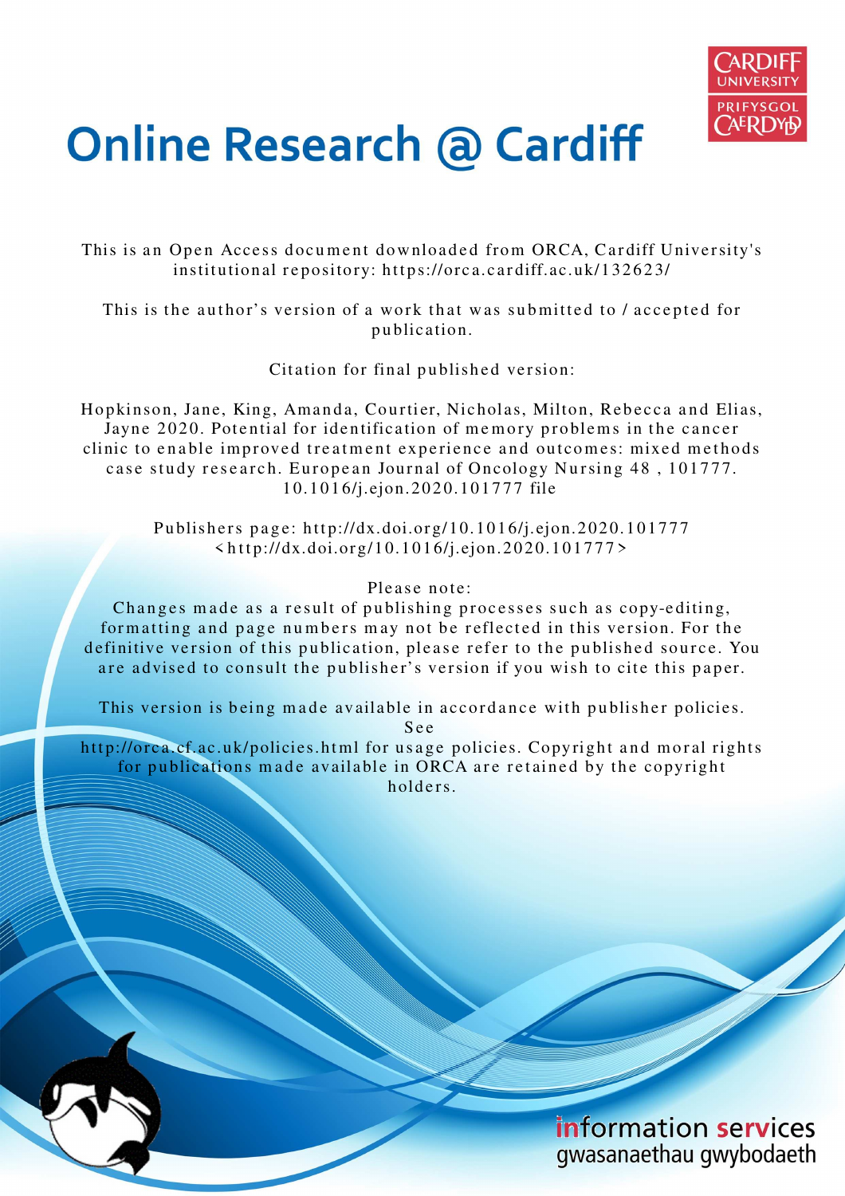# Online Research @ Cardiff

This is an Open Access document downloaded from ORCA, Cardiff University's institutional repository: https://orca.cardiff.ac.uk/132623/

This is the author's version of a work that was submitted to / accepted for publication.

Citation for final published version:

Hopkinson, Jane, King, Amanda, Courtier, Nicholas, Milton, Rebecca and Elias, Jayne 2020. Potential for identification of memory problems in the cancer clinic to enable improved treatment experience and outcomes: mixed methods case study research. European Journal of Oncology Nursing 48 , 101777. 10.1016/j.ejon.2020.101777 file

Publishers page: http://dx.doi.org/10.1016/j.ejon.2020.101777 <http://dx.doi.org/10.1016/j.ejon.2020.101777>

Please note:
Changes made as a result of publishing processes such as copy-editing, formatting and page numbers may not be reflected in this version. For the definitive version of this publication, please refer to the published source. You are advised to consult the publisher's version if you wish to cite this paper.

This version is being made available in accordance with publisher policies. See http://orca.cf.ac.uk/policies.html for usage policies. Copyright and moral rights for publications made available in ORCA are retained by the copyright holders.

information services
gwasanaethau gwybodaeth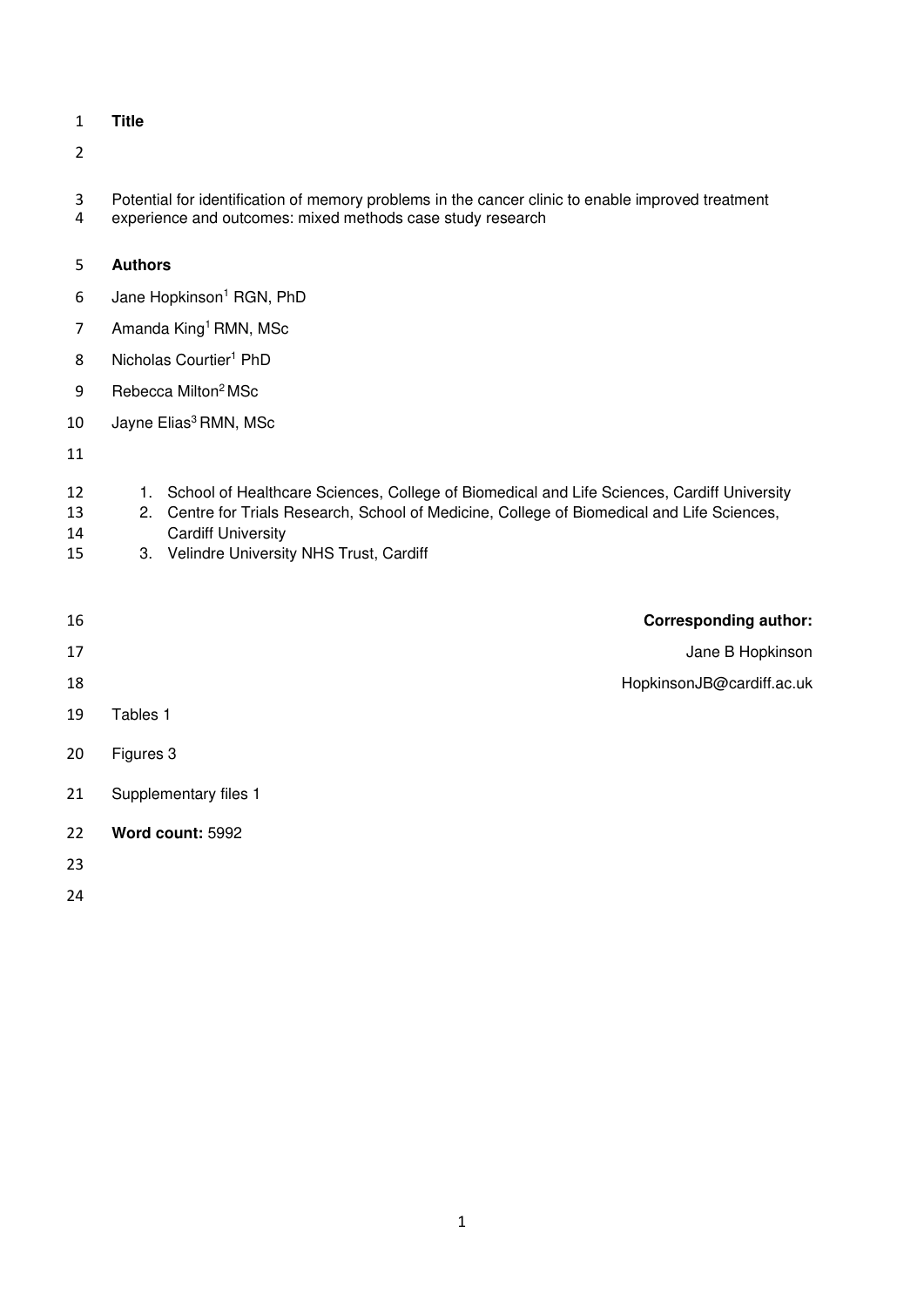**Title**

Potential for identification of memory problems in the cancer clinic to enable improved treatment experience and outcomes: mixed methods case study research

**Authors**

Jane Hopkinson[1] RGN, PhD

Amanda King[1] RMN, MSc

Nicholas Courtier[1] PhD

Rebecca Milton[2] MSc

Jayne Elias[3] RMN, MSc

1. School of Healthcare Sciences, College of Biomedical and Life Sciences, Cardiff University
2. Centre for Trials Research, School of Medicine, College of Biomedical and Life Sciences, Cardiff University
3. Velindre University NHS Trust, Cardiff

**Corresponding author:**

Jane B Hopkinson

HopkinsonJB@cardiff.ac.uk

Tables 1

Figures 3

Supplementary files 1

**Word count:** 5992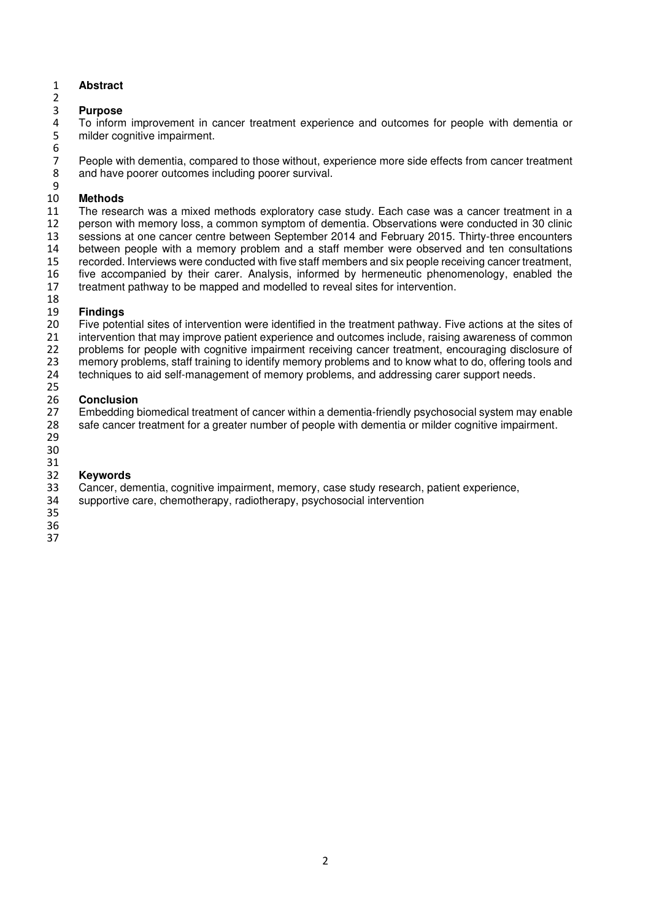# Abstract

## Purpose

To inform improvement in cancer treatment experience and outcomes for people with dementia or milder cognitive impairment.

People with dementia, compared to those without, experience more side effects from cancer treatment and have poorer outcomes including poorer survival.

## Methods

The research was a mixed methods exploratory case study. Each case was a cancer treatment in a person with memory loss, a common symptom of dementia. Observations were conducted in 30 clinic sessions at one cancer centre between September 2014 and February 2015. Thirty-three encounters between people with a memory problem and a staff member were observed and ten consultations recorded. Interviews were conducted with five staff members and six people receiving cancer treatment, five accompanied by their carer. Analysis, informed by hermeneutic phenomenology, enabled the treatment pathway to be mapped and modelled to reveal sites for intervention.

## Findings

Five potential sites of intervention were identified in the treatment pathway. Five actions at the sites of intervention that may improve patient experience and outcomes include, raising awareness of common problems for people with cognitive impairment receiving cancer treatment, encouraging disclosure of memory problems, staff training to identify memory problems and to know what to do, offering tools and techniques to aid self-management of memory problems, and addressing carer support needs.

## Conclusion

Embedding biomedical treatment of cancer within a dementia-friendly psychosocial system may enable safe cancer treatment for a greater number of people with dementia or milder cognitive impairment.

## Keywords

Cancer, dementia, cognitive impairment, memory, case study research, patient experience, supportive care, chemotherapy, radiotherapy, psychosocial intervention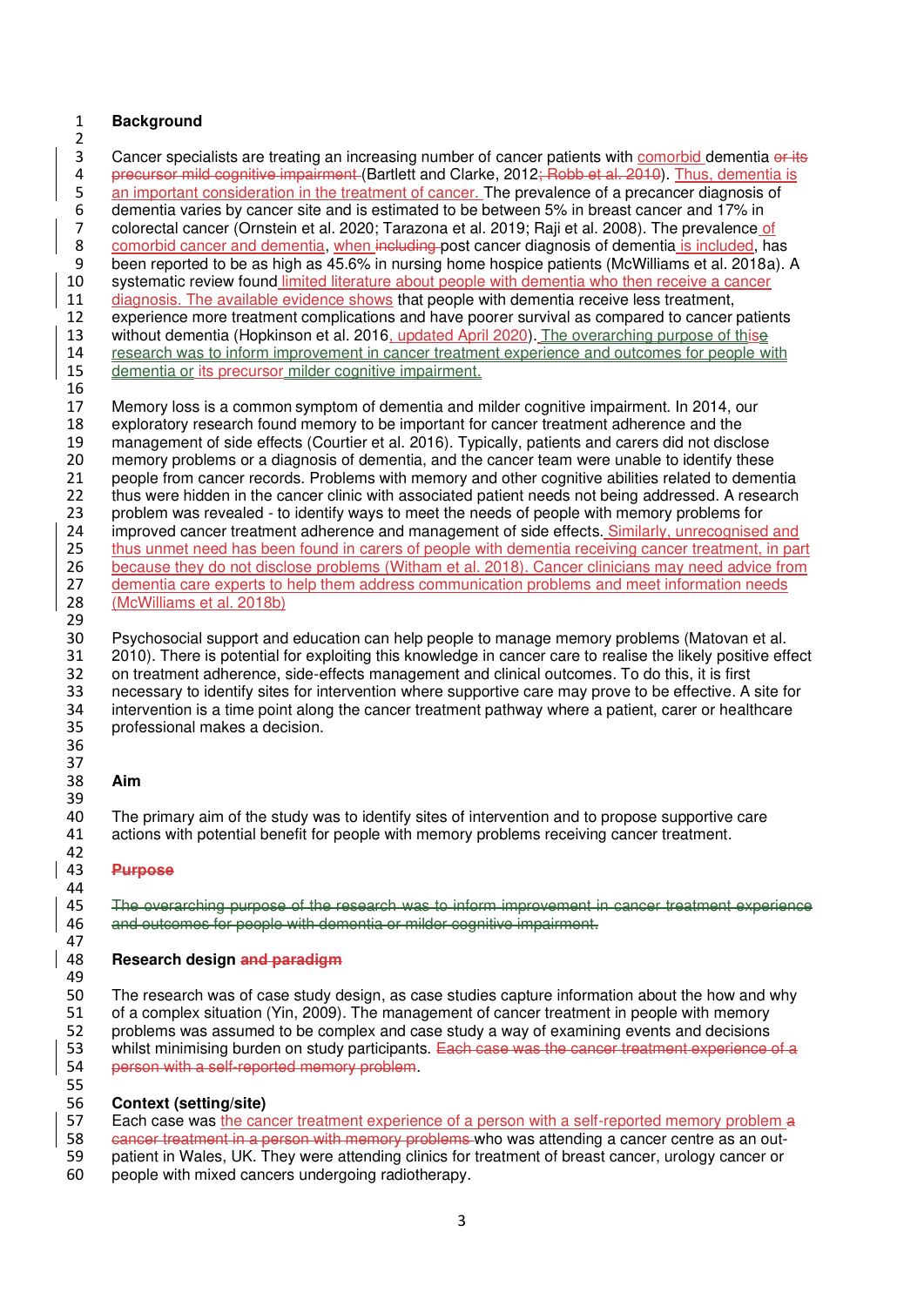## Background

Cancer specialists are treating an increasing number of cancer patients with comorbid dementia ~~or its precursor mild cognitive impairment~~ (Bartlett and Clarke, 2012~~; Robb et al. 2010~~). Thus, dementia is an important consideration in the treatment of cancer. The prevalence of a precancer diagnosis of dementia varies by cancer site and is estimated to be between 5% in breast cancer and 17% in colorectal cancer (Ornstein et al. 2020; Tarazona et al. 2019; Raji et al. 2008). The prevalence of comorbid cancer and dementia, when ~~including~~ post cancer diagnosis of dementia is included, has been reported to be as high as 45.6% in nursing home hospice patients (McWilliams et al. 2018a). A systematic review found limited literature about people with dementia who then receive a cancer diagnosis. The available evidence shows that people with dementia receive less treatment, experience more treatment complications and have poorer survival as compared to cancer patients without dementia (Hopkinson et al. 2016, updated April 2020). The overarching purpose of this~~e~~ research was to inform improvement in cancer treatment experience and outcomes for people with dementia or its precursor milder cognitive impairment.

Memory loss is a common symptom of dementia and milder cognitive impairment. In 2014, our exploratory research found memory to be important for cancer treatment adherence and the management of side effects (Courtier et al. 2016). Typically, patients and carers did not disclose memory problems or a diagnosis of dementia, and the cancer team were unable to identify these people from cancer records. Problems with memory and other cognitive abilities related to dementia thus were hidden in the cancer clinic with associated patient needs not being addressed. A research problem was revealed - to identify ways to meet the needs of people with memory problems for improved cancer treatment adherence and management of side effects. Similarly, unrecognised and thus unmet need has been found in carers of people with dementia receiving cancer treatment, in part because they do not disclose problems (Witham et al. 2018). Cancer clinicians may need advice from dementia care experts to help them address communication problems and meet information needs (McWilliams et al. 2018b)

Psychosocial support and education can help people to manage memory problems (Matovan et al. 2010). There is potential for exploiting this knowledge in cancer care to realise the likely positive effect on treatment adherence, side-effects management and clinical outcomes. To do this, it is first necessary to identify sites for intervention where supportive care may prove to be effective. A site for intervention is a time point along the cancer treatment pathway where a patient, carer or healthcare professional makes a decision.

## Aim

The primary aim of the study was to identify sites of intervention and to propose supportive care actions with potential benefit for people with memory problems receiving cancer treatment.

## ~~Purpose~~

~~The overarching purpose of the research was to inform improvement in cancer treatment experience and outcomes for people with dementia or milder cognitive impairment.~~

## Research design ~~and paradigm~~

The research was of case study design, as case studies capture information about the how and why of a complex situation (Yin, 2009). The management of cancer treatment in people with memory problems was assumed to be complex and case study a way of examining events and decisions whilst minimising burden on study participants. ~~Each case was the cancer treatment experience of a person with a self-reported memory problem~~.

## Context (setting/site)

Each case was the cancer treatment experience of a person with a self-reported memory problem ~~a cancer treatment in a person with memory problems~~ who was attending a cancer centre as an out-patient in Wales, UK. They were attending clinics for treatment of breast cancer, urology cancer or people with mixed cancers undergoing radiotherapy.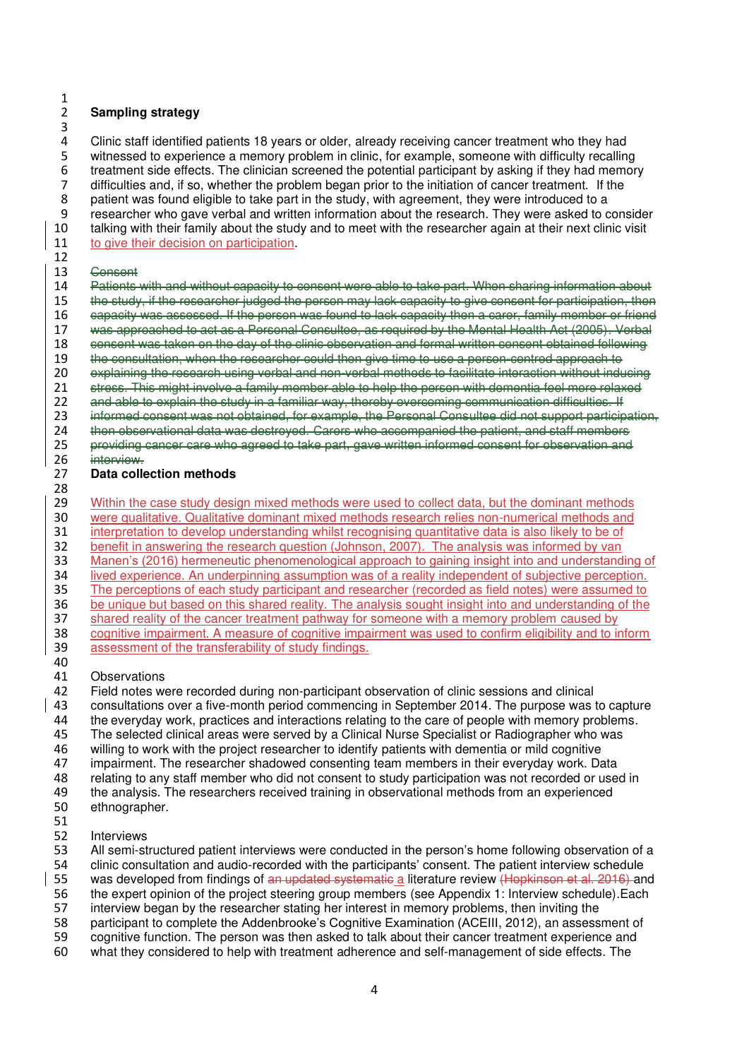**Sampling strategy**

Clinic staff identified patients 18 years or older, already receiving cancer treatment who they had witnessed to experience a memory problem in clinic, for example, someone with difficulty recalling treatment side effects. The clinician screened the potential participant by asking if they had memory difficulties and, if so, whether the problem began prior to the initiation of cancer treatment. If the patient was found eligible to take part in the study, with agreement, they were introduced to a researcher who gave verbal and written information about the research. They were asked to consider talking with their family about the study and to meet with the researcher again at their next clinic visit to give their decision on participation.

~~Consent~~

~~Patients with and without capacity to consent were able to take part. When sharing information about the study, if the researcher judged the person may lack capacity to give consent for participation, then capacity was assessed. If the person was found to lack capacity then a carer, family member or friend was approached to act as a Personal Consultee, as required by the Mental Health Act (2005). Verbal consent was taken on the day of the clinic observation and formal written consent obtained following the consultation, when the researcher could then give time to use a person-centred approach to explaining the research using verbal and non-verbal methods to facilitate interaction without inducing stress. This might involve a family member able to help the person with dementia feel more relaxed and able to explain the study in a familiar way, thereby overcoming communication difficulties. If informed consent was not obtained, for example, the Personal Consultee did not support participation, then observational data was destroyed. Carers who accompanied the patient, and staff members providing cancer care who agreed to take part, gave written informed consent for observation and interview.~~

**Data collection methods**

Within the case study design mixed methods were used to collect data, but the dominant methods were qualitative. Qualitative dominant mixed methods research relies non-numerical methods and interpretation to develop understanding whilst recognising quantitative data is also likely to be of benefit in answering the research question (Johnson, 2007). The analysis was informed by van Manen's (2016) hermeneutic phenomenological approach to gaining insight into and understanding of lived experience. An underpinning assumption was of a reality independent of subjective perception. The perceptions of each study participant and researcher (recorded as field notes) were assumed to be unique but based on this shared reality. The analysis sought insight into and understanding of the shared reality of the cancer treatment pathway for someone with a memory problem caused by cognitive impairment. A measure of cognitive impairment was used to confirm eligibility and to inform assessment of the transferability of study findings.

Observations

Field notes were recorded during non-participant observation of clinic sessions and clinical consultations over a five-month period commencing in September 2014. The purpose was to capture the everyday work, practices and interactions relating to the care of people with memory problems. The selected clinical areas were served by a Clinical Nurse Specialist or Radiographer who was willing to work with the project researcher to identify patients with dementia or mild cognitive impairment. The researcher shadowed consenting team members in their everyday work. Data relating to any staff member who did not consent to study participation was not recorded or used in the analysis. The researchers received training in observational methods from an experienced ethnographer.

Interviews

All semi-structured patient interviews were conducted in the person's home following observation of a clinic consultation and audio-recorded with the participants' consent. The patient interview schedule was developed from findings of ~~an updated systematic~~ a literature review ~~(Hopkinson et al. 2016)~~ and the expert opinion of the project steering group members (see Appendix 1: Interview schedule). Each interview began by the researcher stating her interest in memory problems, then inviting the participant to complete the Addenbrooke's Cognitive Examination (ACEIII, 2012), an assessment of cognitive function. The person was then asked to talk about their cancer treatment experience and what they considered to help with treatment adherence and self-management of side effects. The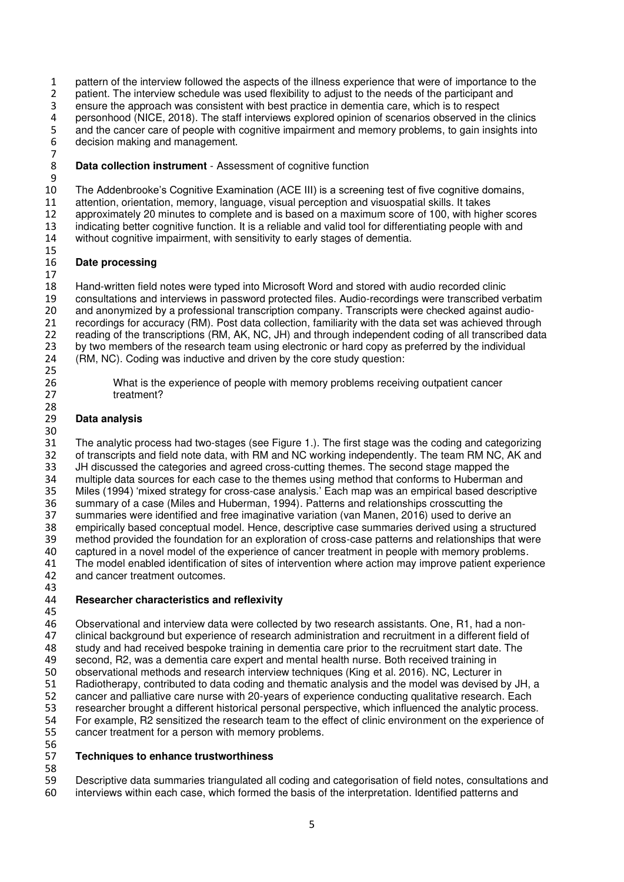pattern of the interview followed the aspects of the illness experience that were of importance to the patient. The interview schedule was used flexibility to adjust to the needs of the participant and ensure the approach was consistent with best practice in dementia care, which is to respect personhood (NICE, 2018). The staff interviews explored opinion of scenarios observed in the clinics and the cancer care of people with cognitive impairment and memory problems, to gain insights into decision making and management.

**Data collection instrument** - Assessment of cognitive function

The Addenbrooke's Cognitive Examination (ACE III) is a screening test of five cognitive domains, attention, orientation, memory, language, visual perception and visuospatial skills. It takes approximately 20 minutes to complete and is based on a maximum score of 100, with higher scores indicating better cognitive function. It is a reliable and valid tool for differentiating people with and without cognitive impairment, with sensitivity to early stages of dementia.

**Date processing**

Hand-written field notes were typed into Microsoft Word and stored with audio recorded clinic consultations and interviews in password protected files. Audio-recordings were transcribed verbatim and anonymized by a professional transcription company. Transcripts were checked against audio-recordings for accuracy (RM). Post data collection, familiarity with the data set was achieved through reading of the transcriptions (RM, AK, NC, JH) and through independent coding of all transcribed data by two members of the research team using electronic or hard copy as preferred by the individual (RM, NC). Coding was inductive and driven by the core study question:

> What is the experience of people with memory problems receiving outpatient cancer treatment?

**Data analysis**

The analytic process had two-stages (see Figure 1.). The first stage was the coding and categorizing of transcripts and field note data, with RM and NC working independently. The team RM NC, AK and JH discussed the categories and agreed cross-cutting themes. The second stage mapped the multiple data sources for each case to the themes using method that conforms to Huberman and Miles (1994) 'mixed strategy for cross-case analysis.' Each map was an empirical based descriptive summary of a case (Miles and Huberman, 1994). Patterns and relationships crosscutting the summaries were identified and free imaginative variation (van Manen, 2016) used to derive an empirically based conceptual model. Hence, descriptive case summaries derived using a structured method provided the foundation for an exploration of cross-case patterns and relationships that were captured in a novel model of the experience of cancer treatment in people with memory problems. The model enabled identification of sites of intervention where action may improve patient experience and cancer treatment outcomes.

**Researcher characteristics and reflexivity**

Observational and interview data were collected by two research assistants. One, R1, had a non-clinical background but experience of research administration and recruitment in a different field of study and had received bespoke training in dementia care prior to the recruitment start date. The second, R2, was a dementia care expert and mental health nurse. Both received training in observational methods and research interview techniques (King et al. 2016). NC, Lecturer in Radiotherapy, contributed to data coding and thematic analysis and the model was devised by JH, a cancer and palliative care nurse with 20-years of experience conducting qualitative research. Each researcher brought a different historical personal perspective, which influenced the analytic process. For example, R2 sensitized the research team to the effect of clinic environment on the experience of cancer treatment for a person with memory problems.

**Techniques to enhance trustworthiness**

Descriptive data summaries triangulated all coding and categorisation of field notes, consultations and interviews within each case, which formed the basis of the interpretation. Identified patterns and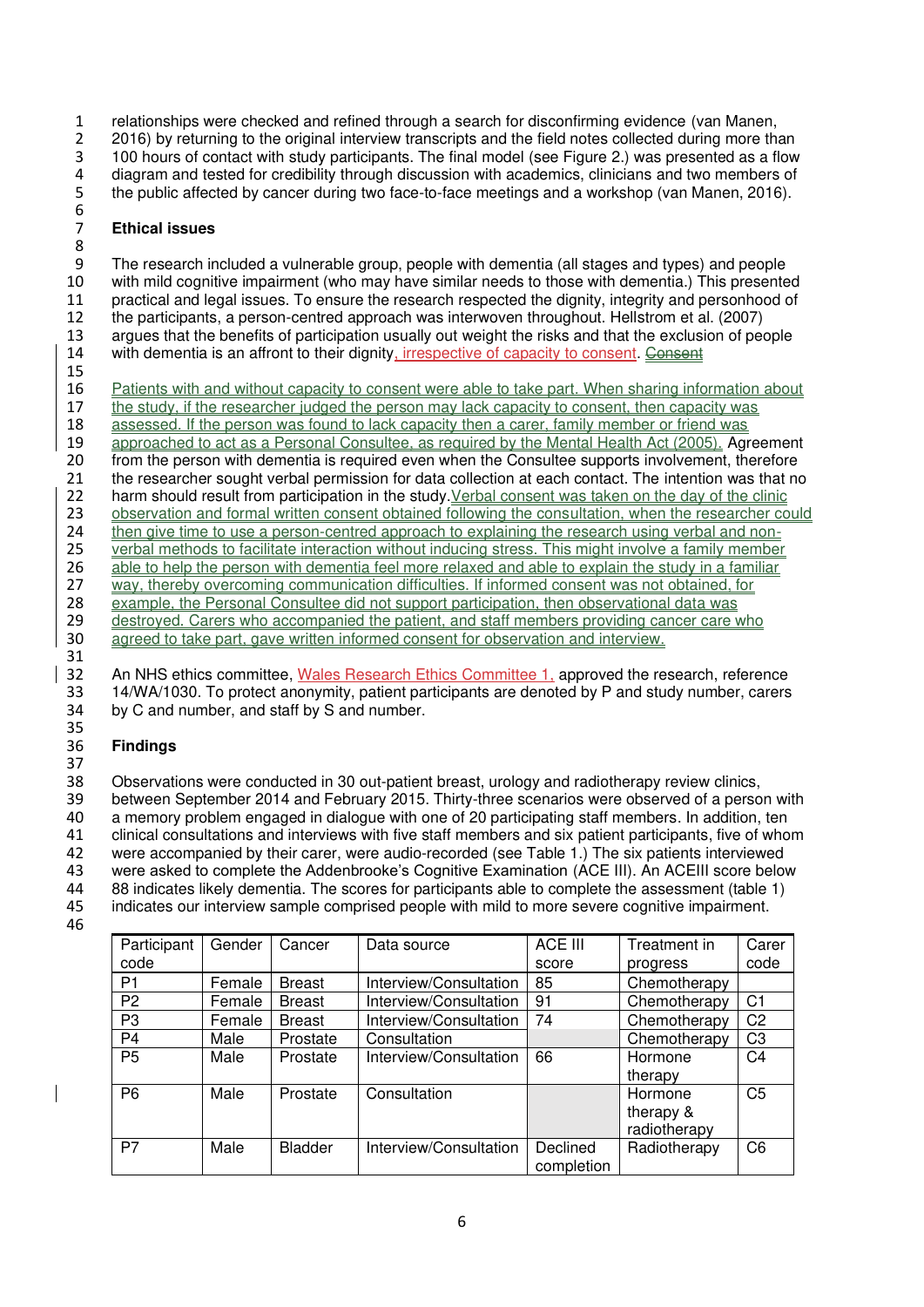relationships were checked and refined through a search for disconfirming evidence (van Manen, 2016) by returning to the original interview transcripts and the field notes collected during more than 100 hours of contact with study participants. The final model (see Figure 2.) was presented as a flow diagram and tested for credibility through discussion with academics, clinicians and two members of the public affected by cancer during two face-to-face meetings and a workshop (van Manen, 2016).

**Ethical issues**

The research included a vulnerable group, people with dementia (all stages and types) and people with mild cognitive impairment (who may have similar needs to those with dementia.) This presented practical and legal issues. To ensure the research respected the dignity, integrity and personhood of the participants, a person-centred approach was interwoven throughout. Hellstrom et al. (2007) argues that the benefits of participation usually out weight the risks and that the exclusion of people with dementia is an affront to their dignity, irrespective of capacity to consent. ~~Consent~~

Patients with and without capacity to consent were able to take part. When sharing information about the study, if the researcher judged the person may lack capacity to consent, then capacity was assessed. If the person was found to lack capacity then a carer, family member or friend was approached to act as a Personal Consultee, as required by the Mental Health Act (2005). Agreement from the person with dementia is required even when the Consultee supports involvement, therefore the researcher sought verbal permission for data collection at each contact. The intention was that no harm should result from participation in the study. Verbal consent was taken on the day of the clinic observation and formal written consent obtained following the consultation, when the researcher could then give time to use a person-centred approach to explaining the research using verbal and non-verbal methods to facilitate interaction without inducing stress. This might involve a family member able to help the person with dementia feel more relaxed and able to explain the study in a familiar way, thereby overcoming communication difficulties. If informed consent was not obtained, for example, the Personal Consultee did not support participation, then observational data was destroyed. Carers who accompanied the patient, and staff members providing cancer care who agreed to take part, gave written informed consent for observation and interview.

An NHS ethics committee, Wales Research Ethics Committee 1, approved the research, reference 14/WA/1030. To protect anonymity, patient participants are denoted by P and study number, carers by C and number, and staff by S and number.

**Findings**

Observations were conducted in 30 out-patient breast, urology and radiotherapy review clinics, between September 2014 and February 2015. Thirty-three scenarios were observed of a person with a memory problem engaged in dialogue with one of 20 participating staff members. In addition, ten clinical consultations and interviews with five staff members and six patient participants, five of whom were accompanied by their carer, were audio-recorded (see Table 1.) The six patients interviewed were asked to complete the Addenbrooke's Cognitive Examination (ACE III). An ACEIII score below 88 indicates likely dementia. The scores for participants able to complete the assessment (table 1) indicates our interview sample comprised people with mild to more severe cognitive impairment.

| Participant code | Gender | Cancer | Data source | ACE III score | Treatment in progress | Carer code |
|---|---|---|---|---|---|---|
| P1 | Female | Breast | Interview/Consultation | 85 | Chemotherapy | |
| P2 | Female | Breast | Interview/Consultation | 91 | Chemotherapy | C1 |
| P3 | Female | Breast | Interview/Consultation | 74 | Chemotherapy | C2 |
| P4 | Male | Prostate | Consultation | | Chemotherapy | C3 |
| P5 | Male | Prostate | Interview/Consultation | 66 | Hormone therapy | C4 |
| P6 | Male | Prostate | Consultation | | Hormone therapy & radiotherapy | C5 |
| P7 | Male | Bladder | Interview/Consultation | Declined completion | Radiotherapy | C6 |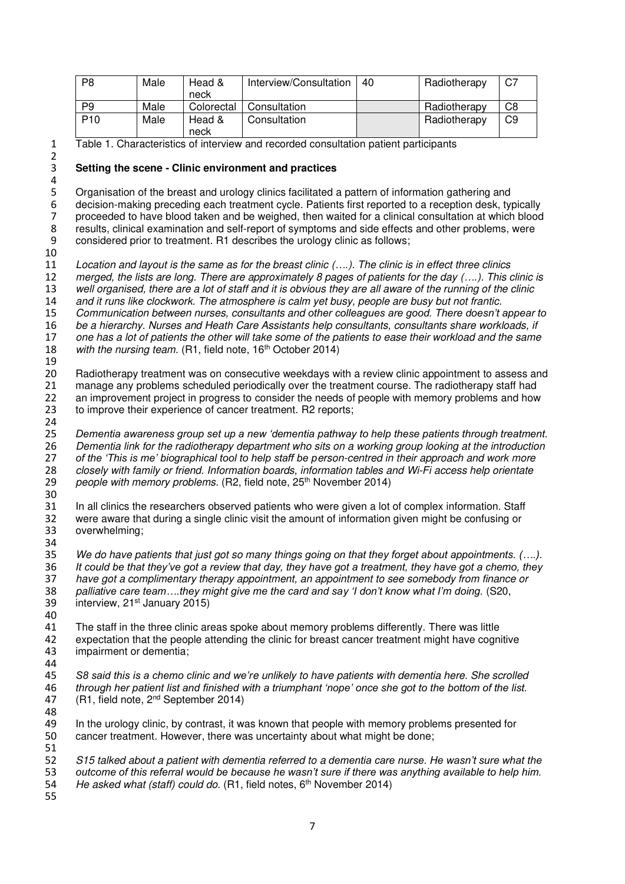| P8 | Male | Head & neck | Interview/Consultation | 40 | Radiotherapy | C7 |
|---|---|---|---|---|---|---|
| P9 | Male | Colorectal | Consultation | | Radiotherapy | C8 |
| P10 | Male | Head & neck | Consultation | | Radiotherapy | C9 |

Table 1. Characteristics of interview and recorded consultation patient participants

### Setting the scene - Clinic environment and practices

Organisation of the breast and urology clinics facilitated a pattern of information gathering and decision-making preceding each treatment cycle. Patients first reported to a reception desk, typically proceeded to have blood taken and be weighed, then waited for a clinical consultation at which blood results, clinical examination and self-report of symptoms and side effects and other problems, were considered prior to treatment. R1 describes the urology clinic as follows;

*Location and layout is the same as for the breast clinic (….). The clinic is in effect three clinics merged, the lists are long. There are approximately 8 pages of patients for the day (….). This clinic is well organised, there are a lot of staff and it is obvious they are all aware of the running of the clinic and it runs like clockwork. The atmosphere is calm yet busy, people are busy but not frantic. Communication between nurses, consultants and other colleagues are good. There doesn't appear to be a hierarchy. Nurses and Heath Care Assistants help consultants, consultants share workloads, if one has a lot of patients the other will take some of the patients to ease their workload and the same with the nursing team.* (R1, field note, 16th October 2014)

Radiotherapy treatment was on consecutive weekdays with a review clinic appointment to assess and manage any problems scheduled periodically over the treatment course. The radiotherapy staff had an improvement project in progress to consider the needs of people with memory problems and how to improve their experience of cancer treatment. R2 reports;

*Dementia awareness group set up a new 'dementia pathway to help these patients through treatment. Dementia link for the radiotherapy department who sits on a working group looking at the introduction of the 'This is me' biographical tool to help staff be person-centred in their approach and work more closely with family or friend. Information boards, information tables and Wi-Fi access help orientate people with memory problems.* (R2, field note, 25th November 2014)

In all clinics the researchers observed patients who were given a lot of complex information. Staff were aware that during a single clinic visit the amount of information given might be confusing or overwhelming;

*We do have patients that just got so many things going on that they forget about appointments. (….). It could be that they've got a review that day, they have got a treatment, they have got a chemo, they have got a complimentary therapy appointment, an appointment to see somebody from finance or palliative care team….they might give me the card and say 'I don't know what I'm doing.* (S20, interview, 21st January 2015)

The staff in the three clinic areas spoke about memory problems differently. There was little expectation that the people attending the clinic for breast cancer treatment might have cognitive impairment or dementia;

*S8 said this is a chemo clinic and we're unlikely to have patients with dementia here. She scrolled through her patient list and finished with a triumphant 'nope' once she got to the bottom of the list.* (R1, field note, 2nd September 2014)

In the urology clinic, by contrast, it was known that people with memory problems presented for cancer treatment. However, there was uncertainty about what might be done;

*S15 talked about a patient with dementia referred to a dementia care nurse. He wasn't sure what the outcome of this referral would be because he wasn't sure if there was anything available to help him. He asked what (staff) could do.* (R1, field notes, 6th November 2014)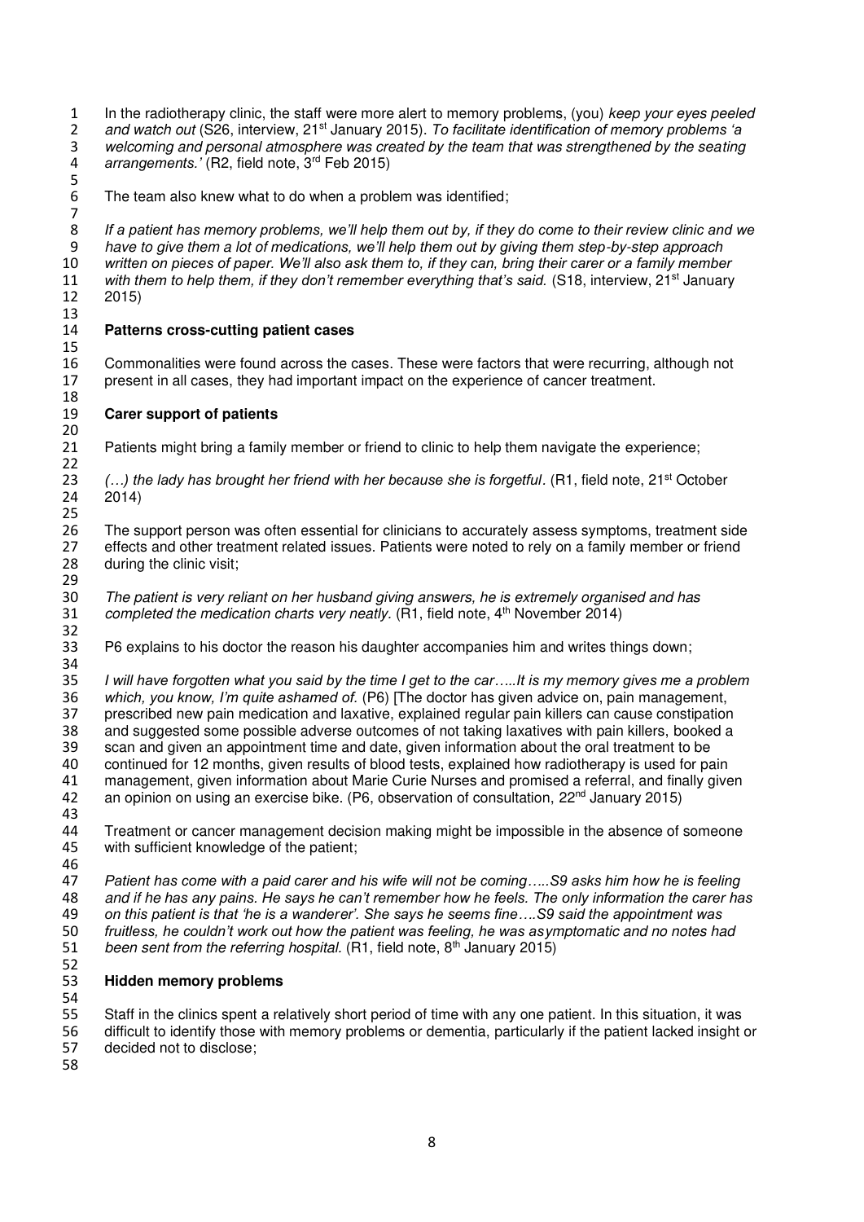In the radiotherapy clinic, the staff were more alert to memory problems, (you) *keep your eyes peeled and watch out* (S26, interview, 21st January 2015). *To facilitate identification of memory problems 'a welcoming and personal atmosphere was created by the team that was strengthened by the seating arrangements.'* (R2, field note, 3rd Feb 2015)

The team also knew what to do when a problem was identified;

*If a patient has memory problems, we'll help them out by, if they do come to their review clinic and we have to give them a lot of medications, we'll help them out by giving them step-by-step approach written on pieces of paper. We'll also ask them to, if they can, bring their carer or a family member with them to help them, if they don't remember everything that's said.* (S18, interview, 21st January 2015)

**Patterns cross-cutting patient cases**

Commonalities were found across the cases. These were factors that were recurring, although not present in all cases, they had important impact on the experience of cancer treatment.

**Carer support of patients**

Patients might bring a family member or friend to clinic to help them navigate the experience;

*(…) the lady has brought her friend with her because she is forgetful*. (R1, field note, 21st October 2014)

The support person was often essential for clinicians to accurately assess symptoms, treatment side effects and other treatment related issues. Patients were noted to rely on a family member or friend during the clinic visit;

*The patient is very reliant on her husband giving answers, he is extremely organised and has completed the medication charts very neatly.* (R1, field note, 4th November 2014)

P6 explains to his doctor the reason his daughter accompanies him and writes things down;

*I will have forgotten what you said by the time I get to the car…..It is my memory gives me a problem which, you know, I'm quite ashamed of.* (P6) [The doctor has given advice on, pain management, prescribed new pain medication and laxative, explained regular pain killers can cause constipation and suggested some possible adverse outcomes of not taking laxatives with pain killers, booked a scan and given an appointment time and date, given information about the oral treatment to be continued for 12 months, given results of blood tests, explained how radiotherapy is used for pain management, given information about Marie Curie Nurses and promised a referral, and finally given an opinion on using an exercise bike. (P6, observation of consultation, 22nd January 2015)

Treatment or cancer management decision making might be impossible in the absence of someone with sufficient knowledge of the patient;

*Patient has come with a paid carer and his wife will not be coming…..S9 asks him how he is feeling and if he has any pains. He says he can't remember how he feels. The only information the carer has on this patient is that 'he is a wanderer'. She says he seems fine….S9 said the appointment was fruitless, he couldn't work out how the patient was feeling, he was asymptomatic and no notes had been sent from the referring hospital.* (R1, field note, 8th January 2015)

**Hidden memory problems**

Staff in the clinics spent a relatively short period of time with any one patient. In this situation, it was difficult to identify those with memory problems or dementia, particularly if the patient lacked insight or decided not to disclose;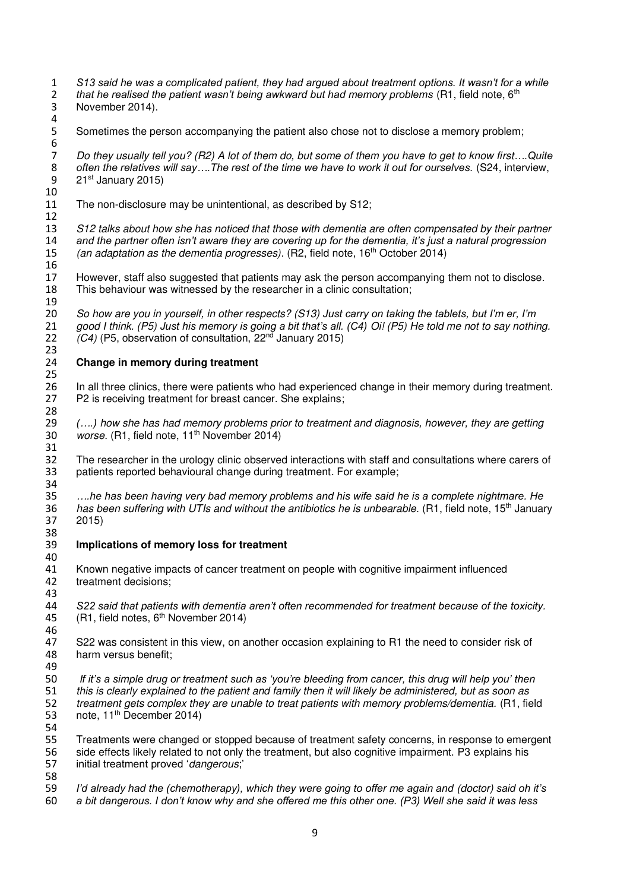*S13 said he was a complicated patient, they had argued about treatment options. It wasn't for a while that he realised the patient wasn't being awkward but had memory problems* (R1, field note, 6th November 2014).

Sometimes the person accompanying the patient also chose not to disclose a memory problem;

*Do they usually tell you? (R2) A lot of them do, but some of them you have to get to know first….Quite often the relatives will say….The rest of the time we have to work it out for ourselves.* (S24, interview, 21st January 2015)

The non-disclosure may be unintentional, as described by S12;

*S12 talks about how she has noticed that those with dementia are often compensated by their partner and the partner often isn't aware they are covering up for the dementia, it's just a natural progression (an adaptation as the dementia progresses).* (R2, field note, 16th October 2014)

However, staff also suggested that patients may ask the person accompanying them not to disclose. This behaviour was witnessed by the researcher in a clinic consultation;

*So how are you in yourself, in other respects? (S13) Just carry on taking the tablets, but I'm er, I'm good I think. (P5) Just his memory is going a bit that's all. (C4) Oi! (P5) He told me not to say nothing. (C4)* (P5, observation of consultation, 22nd January 2015)

**Change in memory during treatment**

In all three clinics, there were patients who had experienced change in their memory during treatment. P2 is receiving treatment for breast cancer. She explains;

*(….) how she has had memory problems prior to treatment and diagnosis, however, they are getting worse.* (R1, field note, 11th November 2014)

The researcher in the urology clinic observed interactions with staff and consultations where carers of patients reported behavioural change during treatment. For example;

*….he has been having very bad memory problems and his wife said he is a complete nightmare. He has been suffering with UTIs and without the antibiotics he is unbearable.* (R1, field note, 15th January 2015)

**Implications of memory loss for treatment**

Known negative impacts of cancer treatment on people with cognitive impairment influenced treatment decisions;

*S22 said that patients with dementia aren't often recommended for treatment because of the toxicity.* (R1, field notes, 6th November 2014)

S22 was consistent in this view, on another occasion explaining to R1 the need to consider risk of harm versus benefit;

*If it's a simple drug or treatment such as 'you're bleeding from cancer, this drug will help you' then this is clearly explained to the patient and family then it will likely be administered, but as soon as treatment gets complex they are unable to treat patients with memory problems/dementia.* (R1, field note, 11th December 2014)

Treatments were changed or stopped because of treatment safety concerns, in response to emergent side effects likely related to not only the treatment, but also cognitive impairment. P3 explains his initial treatment proved '*dangerous*;'

*I'd already had the (chemotherapy), which they were going to offer me again and (doctor) said oh it's a bit dangerous. I don't know why and she offered me this other one. (P3) Well she said it was less*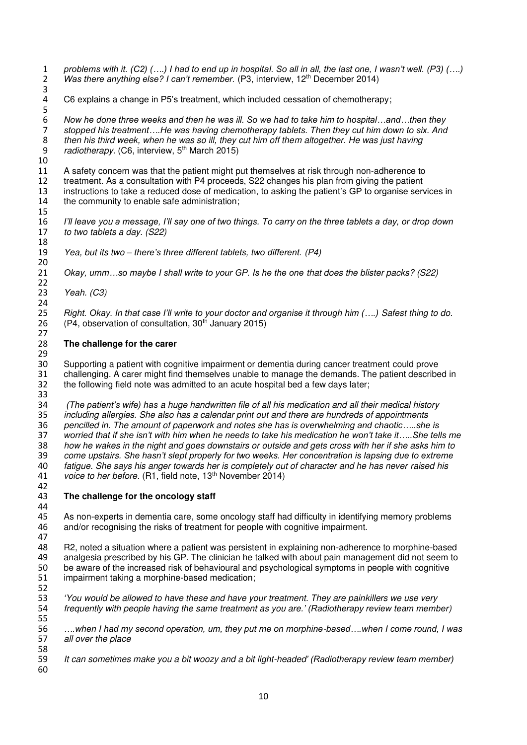*problems with it. (C2) (….) I had to end up in hospital. So all in all, the last one, I wasn't well. (P3) (….) Was there anything else? I can't remember.* (P3, interview, 12th December 2014)

C6 explains a change in P5's treatment, which included cessation of chemotherapy;

*Now he done three weeks and then he was ill. So we had to take him to hospital…and…then they stopped his treatment….He was having chemotherapy tablets. Then they cut him down to six. And then his third week, when he was so ill, they cut him off them altogether. He was just having radiotherapy.* (C6, interview, 5th March 2015)

A safety concern was that the patient might put themselves at risk through non-adherence to treatment. As a consultation with P4 proceeds, S22 changes his plan from giving the patient instructions to take a reduced dose of medication, to asking the patient's GP to organise services in the community to enable safe administration;

*I'll leave you a message, I'll say one of two things. To carry on the three tablets a day, or drop down to two tablets a day. (S22)*

*Yea, but its two – there's three different tablets, two different. (P4)*

*Okay, umm…so maybe I shall write to your GP. Is he the one that does the blister packs? (S22)*

*Yeah. (C3)*

*Right. Okay. In that case I'll write to your doctor and organise it through him (….) Safest thing to do.* (P4, observation of consultation, 30th January 2015)

## The challenge for the carer

Supporting a patient with cognitive impairment or dementia during cancer treatment could prove challenging. A carer might find themselves unable to manage the demands. The patient described in the following field note was admitted to an acute hospital bed a few days later;

*(The patient's wife) has a huge handwritten file of all his medication and all their medical history including allergies. She also has a calendar print out and there are hundreds of appointments pencilled in. The amount of paperwork and notes she has is overwhelming and chaotic…..she is worried that if she isn't with him when he needs to take his medication he won't take it…..She tells me how he wakes in the night and goes downstairs or outside and gets cross with her if she asks him to come upstairs. She hasn't slept properly for two weeks. Her concentration is lapsing due to extreme fatigue. She says his anger towards her is completely out of character and he has never raised his voice to her before.* (R1, field note, 13th November 2014)

## The challenge for the oncology staff

As non-experts in dementia care, some oncology staff had difficulty in identifying memory problems and/or recognising the risks of treatment for people with cognitive impairment.

R2, noted a situation where a patient was persistent in explaining non-adherence to morphine-based analgesia prescribed by his GP. The clinician he talked with about pain management did not seem to be aware of the increased risk of behavioural and psychological symptoms in people with cognitive impairment taking a morphine-based medication;

*'You would be allowed to have these and have your treatment. They are painkillers we use very frequently with people having the same treatment as you are.' (Radiotherapy review team member)*

*….when I had my second operation, um, they put me on morphine-based….when I come round, I was all over the place*

*It can sometimes make you a bit woozy and a bit light-headed' (Radiotherapy review team member)*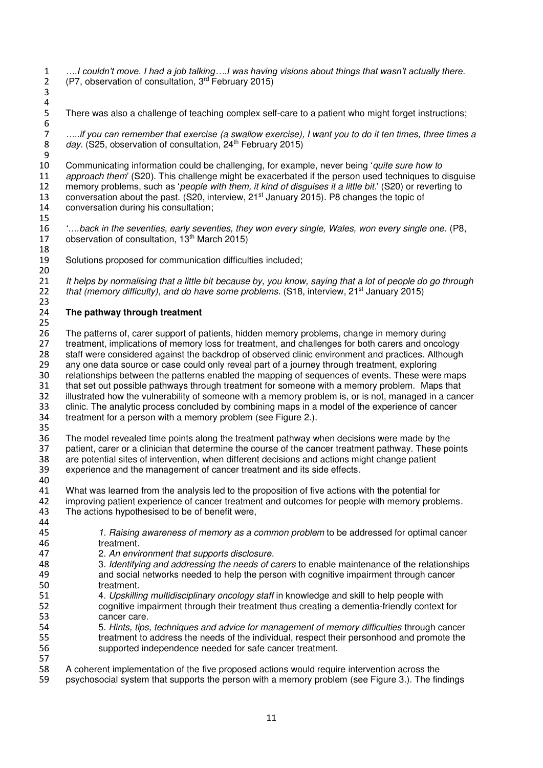*….I couldn't move. I had a job talking….I was having visions about things that wasn't actually there.* (P7, observation of consultation, 3rd February 2015)

There was also a challenge of teaching complex self-care to a patient who might forget instructions;

*…..if you can remember that exercise (a swallow exercise), I want you to do it ten times, three times a day.* (S25, observation of consultation, 24th February 2015)

Communicating information could be challenging, for example, never being '*quite sure how to approach them*' (S20). This challenge might be exacerbated if the person used techniques to disguise memory problems, such as '*people with them, it kind of disguises it a little bit.*' (S20) or reverting to conversation about the past. (S20, interview, 21st January 2015). P8 changes the topic of conversation during his consultation;

*'….back in the seventies, early seventies, they won every single, Wales, won every single one.* (P8, observation of consultation, 13th March 2015)

Solutions proposed for communication difficulties included;

*It helps by normalising that a little bit because by, you know, saying that a lot of people do go through that (memory difficulty), and do have some problems.* (S18, interview, 21st January 2015)

**The pathway through treatment**

The patterns of, carer support of patients, hidden memory problems, change in memory during treatment, implications of memory loss for treatment, and challenges for both carers and oncology staff were considered against the backdrop of observed clinic environment and practices. Although any one data source or case could only reveal part of a journey through treatment, exploring relationships between the patterns enabled the mapping of sequences of events. These were maps that set out possible pathways through treatment for someone with a memory problem. Maps that illustrated how the vulnerability of someone with a memory problem is, or is not, managed in a cancer clinic. The analytic process concluded by combining maps in a model of the experience of cancer treatment for a person with a memory problem (see Figure 2.).

The model revealed time points along the treatment pathway when decisions were made by the patient, carer or a clinician that determine the course of the cancer treatment pathway. These points are potential sites of intervention, when different decisions and actions might change patient experience and the management of cancer treatment and its side effects.

What was learned from the analysis led to the proposition of five actions with the potential for improving patient experience of cancer treatment and outcomes for people with memory problems. The actions hypothesised to be of benefit were,

1. *Raising awareness of memory as a common problem* to be addressed for optimal cancer treatment.
2. *An environment that supports disclosure*.
3. *Identifying and addressing the needs of carers* to enable maintenance of the relationships and social networks needed to help the person with cognitive impairment through cancer treatment.
4. *Upskilling multidisciplinary oncology staff* in knowledge and skill to help people with cognitive impairment through their treatment thus creating a dementia-friendly context for cancer care.
5. *Hints, tips, techniques and advice for management of memory difficulties* through cancer treatment to address the needs of the individual, respect their personhood and promote the supported independence needed for safe cancer treatment.

A coherent implementation of the five proposed actions would require intervention across the psychosocial system that supports the person with a memory problem (see Figure 3.). The findings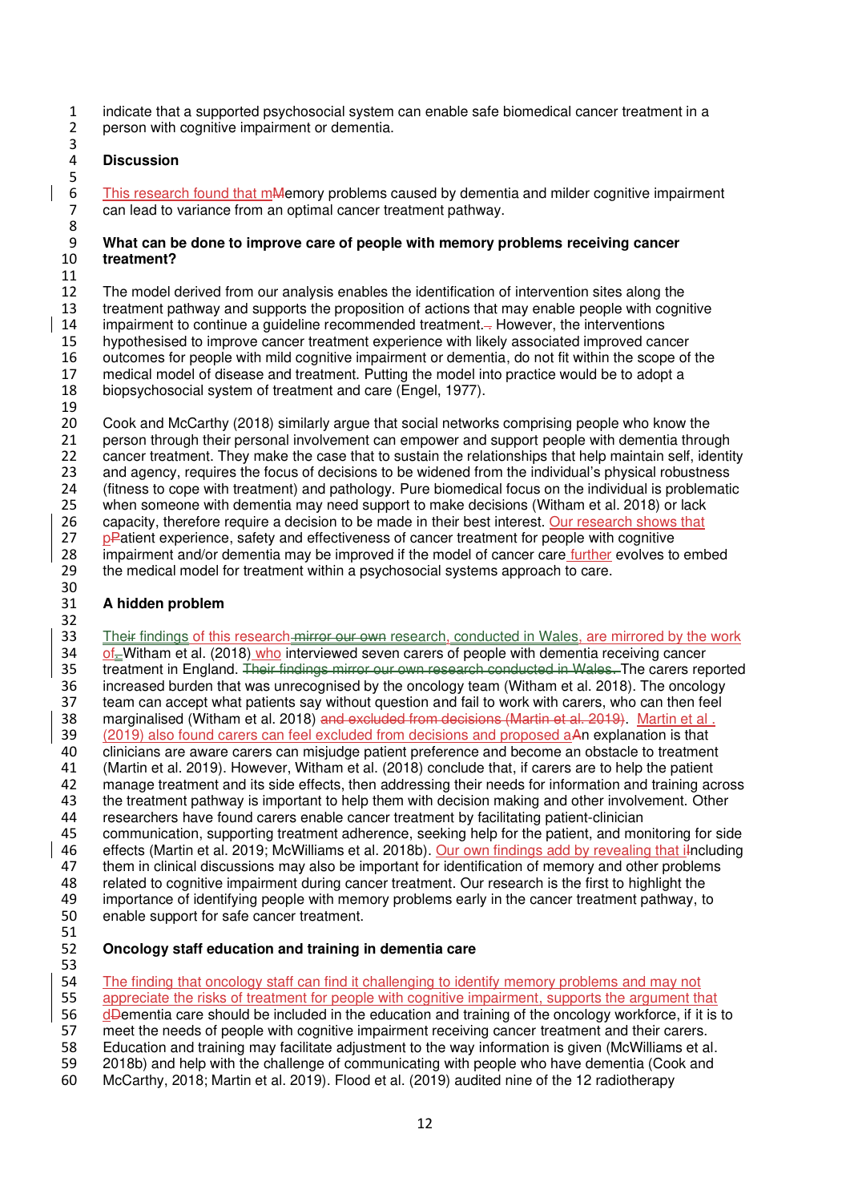indicate that a supported psychosocial system can enable safe biomedical cancer treatment in a person with cognitive impairment or dementia.

## Discussion

This research found that memory problems caused by dementia and milder cognitive impairment can lead to variance from an optimal cancer treatment pathway.

### What can be done to improve care of people with memory problems receiving cancer treatment?

The model derived from our analysis enables the identification of intervention sites along the treatment pathway and supports the proposition of actions that may enable people with cognitive impairment to continue a guideline recommended treatment. However, the interventions hypothesised to improve cancer treatment experience with likely associated improved cancer outcomes for people with mild cognitive impairment or dementia, do not fit within the scope of the medical model of disease and treatment. Putting the model into practice would be to adopt a biopsychosocial system of treatment and care (Engel, 1977).

Cook and McCarthy (2018) similarly argue that social networks comprising people who know the person through their personal involvement can empower and support people with dementia through cancer treatment. They make the case that to sustain the relationships that help maintain self, identity and agency, requires the focus of decisions to be widened from the individual's physical robustness (fitness to cope with treatment) and pathology. Pure biomedical focus on the individual is problematic when someone with dementia may need support to make decisions (Witham et al. 2018) or lack capacity, therefore require a decision to be made in their best interest. Our research shows that patient experience, safety and effectiveness of cancer treatment for people with cognitive impairment and/or dementia may be improved if the model of cancer care further evolves to embed the medical model for treatment within a psychosocial systems approach to care.

### A hidden problem

The findings of this research, conducted in Wales, are mirrored by the work of Witham et al. (2018) who interviewed seven carers of people with dementia receiving cancer treatment in England. The carers reported increased burden that was unrecognised by the oncology team (Witham et al. 2018). The oncology team can accept what patients say without question and fail to work with carers, who can then feel marginalised (Witham et al. 2018). Martin et al. (2019) also found carers can feel excluded from decisions and proposed an explanation is that clinicians are aware carers can misjudge patient preference and become an obstacle to treatment (Martin et al. 2019). However, Witham et al. (2018) conclude that, if carers are to help the patient manage treatment and its side effects, then addressing their needs for information and training across the treatment pathway is important to help them with decision making and other involvement. Other researchers have found carers enable cancer treatment by facilitating patient-clinician communication, supporting treatment adherence, seeking help for the patient, and monitoring for side effects (Martin et al. 2019; McWilliams et al. 2018b). Our own findings add by revealing that including them in clinical discussions may also be important for identification of memory and other problems related to cognitive impairment during cancer treatment. Our research is the first to highlight the importance of identifying people with memory problems early in the cancer treatment pathway, to enable support for safe cancer treatment.

### Oncology staff education and training in dementia care

The finding that oncology staff can find it challenging to identify memory problems and may not appreciate the risks of treatment for people with cognitive impairment, supports the argument that dementia care should be included in the education and training of the oncology workforce, if it is to meet the needs of people with cognitive impairment receiving cancer treatment and their carers. Education and training may facilitate adjustment to the way information is given (McWilliams et al. 2018b) and help with the challenge of communicating with people who have dementia (Cook and McCarthy, 2018; Martin et al. 2019). Flood et al. (2019) audited nine of the 12 radiotherapy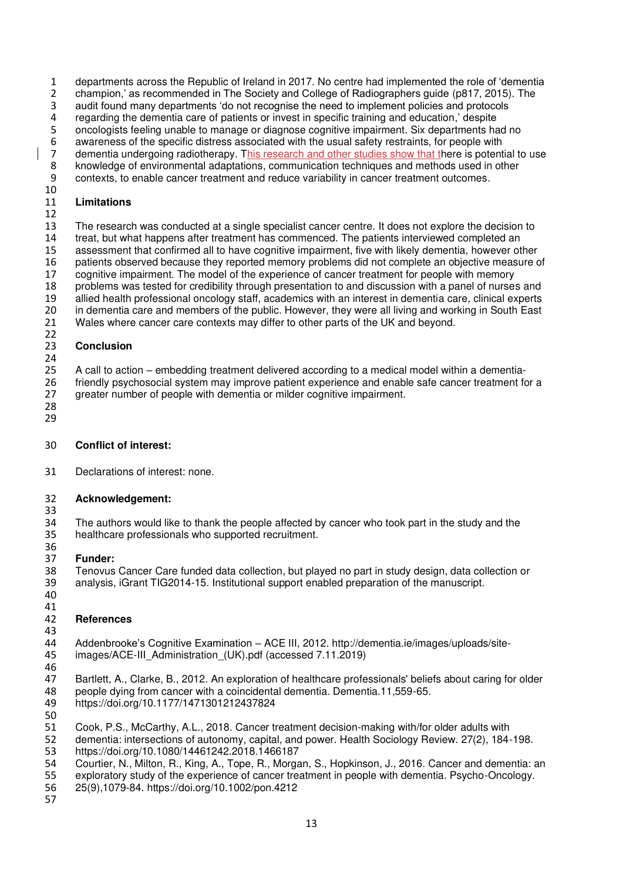departments across the Republic of Ireland in 2017. No centre had implemented the role of 'dementia champion,' as recommended in The Society and College of Radiographers guide (p817, 2015). The audit found many departments 'do not recognise the need to implement policies and protocols regarding the dementia care of patients or invest in specific training and education,' despite oncologists feeling unable to manage or diagnose cognitive impairment. Six departments had no awareness of the specific distress associated with the usual safety restraints, for people with dementia undergoing radiotherapy. This research and other studies show that there is potential to use knowledge of environmental adaptations, communication techniques and methods used in other contexts, to enable cancer treatment and reduce variability in cancer treatment outcomes.

## Limitations

The research was conducted at a single specialist cancer centre. It does not explore the decision to treat, but what happens after treatment has commenced. The patients interviewed completed an assessment that confirmed all to have cognitive impairment, five with likely dementia, however other patients observed because they reported memory problems did not complete an objective measure of cognitive impairment. The model of the experience of cancer treatment for people with memory problems was tested for credibility through presentation to and discussion with a panel of nurses and allied health professional oncology staff, academics with an interest in dementia care, clinical experts in dementia care and members of the public. However, they were all living and working in South East Wales where cancer care contexts may differ to other parts of the UK and beyond.

## Conclusion

A call to action – embedding treatment delivered according to a medical model within a dementia-friendly psychosocial system may improve patient experience and enable safe cancer treatment for a greater number of people with dementia or milder cognitive impairment.

**Conflict of interest:**

Declarations of interest: none.

**Acknowledgement:**

The authors would like to thank the people affected by cancer who took part in the study and the healthcare professionals who supported recruitment.

**Funder:**

Tenovus Cancer Care funded data collection, but played no part in study design, data collection or analysis, iGrant TIG2014-15. Institutional support enabled preparation of the manuscript.

## References

Addenbrooke's Cognitive Examination – ACE III, 2012. http://dementia.ie/images/uploads/site-images/ACE-III_Administration_(UK).pdf (accessed 7.11.2019)

Bartlett, A., Clarke, B., 2012. An exploration of healthcare professionals' beliefs about caring for older people dying from cancer with a coincidental dementia. Dementia.11,559-65. https://doi.org/10.1177/1471301212437824

Cook, P.S., McCarthy, A.L., 2018. Cancer treatment decision-making with/for older adults with dementia: intersections of autonomy, capital, and power. Health Sociology Review. 27(2), 184-198. https://doi.org/10.1080/14461242.2018.1466187

Courtier, N., Milton, R., King, A., Tope, R., Morgan, S., Hopkinson, J., 2016. Cancer and dementia: an exploratory study of the experience of cancer treatment in people with dementia. Psycho-Oncology. 25(9),1079-84. https://doi.org/10.1002/pon.4212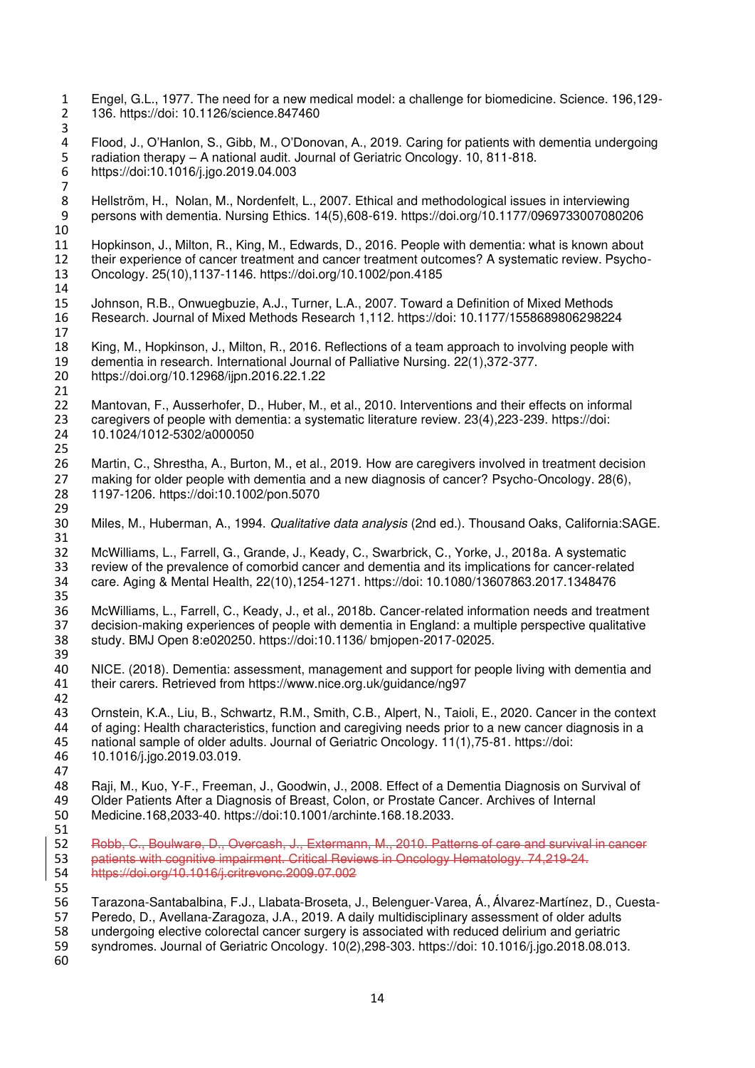Engel, G.L., 1977. The need for a new medical model: a challenge for biomedicine. Science. 196,129-136. https://doi: 10.1126/science.847460

Flood, J., O'Hanlon, S., Gibb, M., O'Donovan, A., 2019. Caring for patients with dementia undergoing radiation therapy – A national audit. Journal of Geriatric Oncology. 10, 811-818. https://doi:10.1016/j.jgo.2019.04.003

Hellström, H., Nolan, M., Nordenfelt, L., 2007. Ethical and methodological issues in interviewing persons with dementia. Nursing Ethics. 14(5),608-619. https://doi.org/10.1177/0969733007080206

Hopkinson, J., Milton, R., King, M., Edwards, D., 2016. People with dementia: what is known about their experience of cancer treatment and cancer treatment outcomes? A systematic review. Psycho-Oncology. 25(10),1137-1146. https://doi.org/10.1002/pon.4185

Johnson, R.B., Onwuegbuzie, A.J., Turner, L.A., 2007. Toward a Definition of Mixed Methods Research. Journal of Mixed Methods Research 1,112. https://doi: 10.1177/1558689806298224

King, M., Hopkinson, J., Milton, R., 2016. Reflections of a team approach to involving people with dementia in research. International Journal of Palliative Nursing. 22(1),372-377. https://doi.org/10.12968/ijpn.2016.22.1.22

Mantovan, F., Ausserhofer, D., Huber, M., et al., 2010. Interventions and their effects on informal caregivers of people with dementia: a systematic literature review. 23(4),223-239. https://doi: 10.1024/1012-5302/a000050

Martin, C., Shrestha, A., Burton, M., et al., 2019. How are caregivers involved in treatment decision making for older people with dementia and a new diagnosis of cancer? Psycho-Oncology. 28(6), 1197-1206. https://doi:10.1002/pon.5070

Miles, M., Huberman, A., 1994. *Qualitative data analysis* (2nd ed.). Thousand Oaks, California:SAGE.

McWilliams, L., Farrell, G., Grande, J., Keady, C., Swarbrick, C., Yorke, J., 2018a. A systematic review of the prevalence of comorbid cancer and dementia and its implications for cancer-related care. Aging & Mental Health, 22(10),1254-1271. https://doi: 10.1080/13607863.2017.1348476

McWilliams, L., Farrell, C., Keady, J., et al., 2018b. Cancer-related information needs and treatment decision-making experiences of people with dementia in England: a multiple perspective qualitative study. BMJ Open 8:e020250. https://doi:10.1136/ bmjopen-2017-02025.

NICE. (2018). Dementia: assessment, management and support for people living with dementia and their carers. Retrieved from https://www.nice.org.uk/guidance/ng97

Ornstein, K.A., Liu, B., Schwartz, R.M., Smith, C.B., Alpert, N., Taioli, E., 2020. Cancer in the context of aging: Health characteristics, function and caregiving needs prior to a new cancer diagnosis in a national sample of older adults. Journal of Geriatric Oncology. 11(1),75-81. https://doi: 10.1016/j.jgo.2019.03.019.

Raji, M., Kuo, Y-F., Freeman, J., Goodwin, J., 2008. Effect of a Dementia Diagnosis on Survival of Older Patients After a Diagnosis of Breast, Colon, or Prostate Cancer. Archives of Internal Medicine.168,2033-40. https://doi:10.1001/archinte.168.18.2033.

~~Robb, C., Boulware, D., Overcash, J., Extermann, M., 2010. Patterns of care and survival in cancer patients with cognitive impairment. Critical Reviews in Oncology Hematology. 74,219-24. https://doi.org/10.1016/j.critrevonc.2009.07.002~~

Tarazona-Santabalbina, F.J., Llabata-Broseta, J., Belenguer-Varea, Á., Álvarez-Martínez, D., Cuesta-Peredo, D., Avellana-Zaragoza, J.A., 2019. A daily multidisciplinary assessment of older adults undergoing elective colorectal cancer surgery is associated with reduced delirium and geriatric syndromes. Journal of Geriatric Oncology. 10(2),298-303. https://doi: 10.1016/j.jgo.2018.08.013.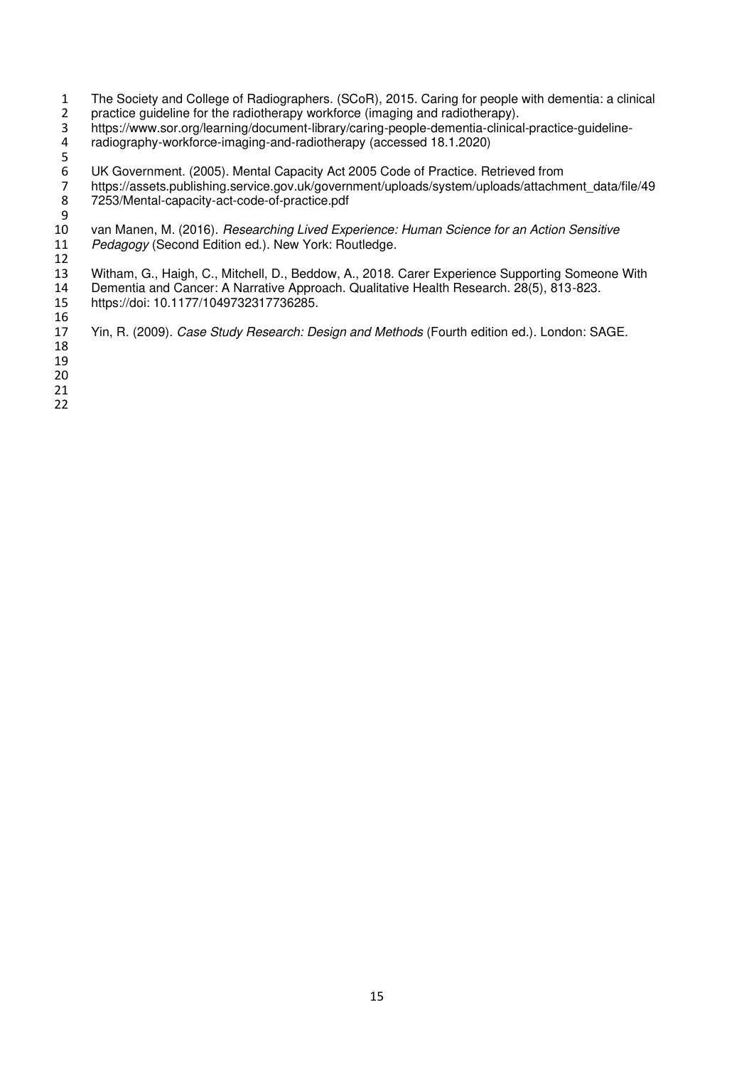The Society and College of Radiographers. (SCoR), 2015. Caring for people with dementia: a clinical practice guideline for the radiotherapy workforce (imaging and radiotherapy). https://www.sor.org/learning/document-library/caring-people-dementia-clinical-practice-guideline-radiography-workforce-imaging-and-radiotherapy (accessed 18.1.2020)

UK Government. (2005). Mental Capacity Act 2005 Code of Practice. Retrieved from https://assets.publishing.service.gov.uk/government/uploads/system/uploads/attachment_data/file/497253/Mental-capacity-act-code-of-practice.pdf

van Manen, M. (2016). *Researching Lived Experience: Human Science for an Action Sensitive Pedagogy* (Second Edition ed.). New York: Routledge.

Witham, G., Haigh, C., Mitchell, D., Beddow, A., 2018. Carer Experience Supporting Someone With Dementia and Cancer: A Narrative Approach. Qualitative Health Research. 28(5), 813-823. https://doi: 10.1177/1049732317736285.

Yin, R. (2009). *Case Study Research: Design and Methods* (Fourth edition ed.). London: SAGE.